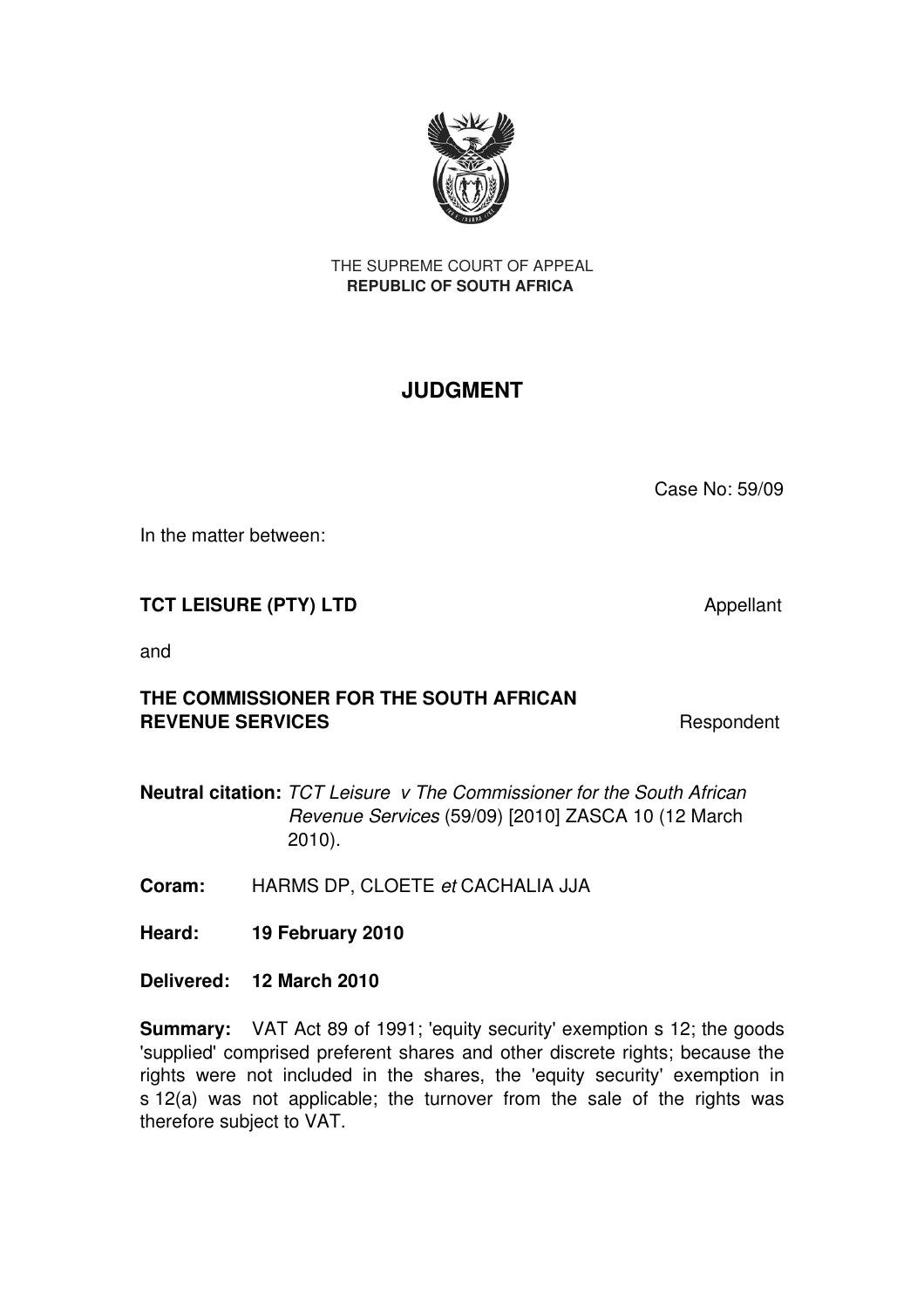THE SUPREME COURT OF APPEAL
**REPUBLIC OF SOUTH AFRICA**

# JUDGMENT

Case No: 59/09

In the matter between:

**TCT LEISURE (PTY) LTD** Appellant

and

**THE COMMISSIONER FOR THE SOUTH AFRICAN REVENUE SERVICES** Respondent

**Neutral citation:** *TCT Leisure v The Commissioner for the South African Revenue Services* (59/09) [2010] ZASCA 10 (12 March 2010).

**Coram:** HARMS DP, CLOETE *et* CACHALIA JJA

**Heard:** **19 February 2010**

**Delivered:** **12 March 2010**

**Summary:** VAT Act 89 of 1991; 'equity security' exemption s 12; the goods 'supplied' comprised preferent shares and other discrete rights; because the rights were not included in the shares, the 'equity security' exemption in s 12(a) was not applicable; the turnover from the sale of the rights was therefore subject to VAT.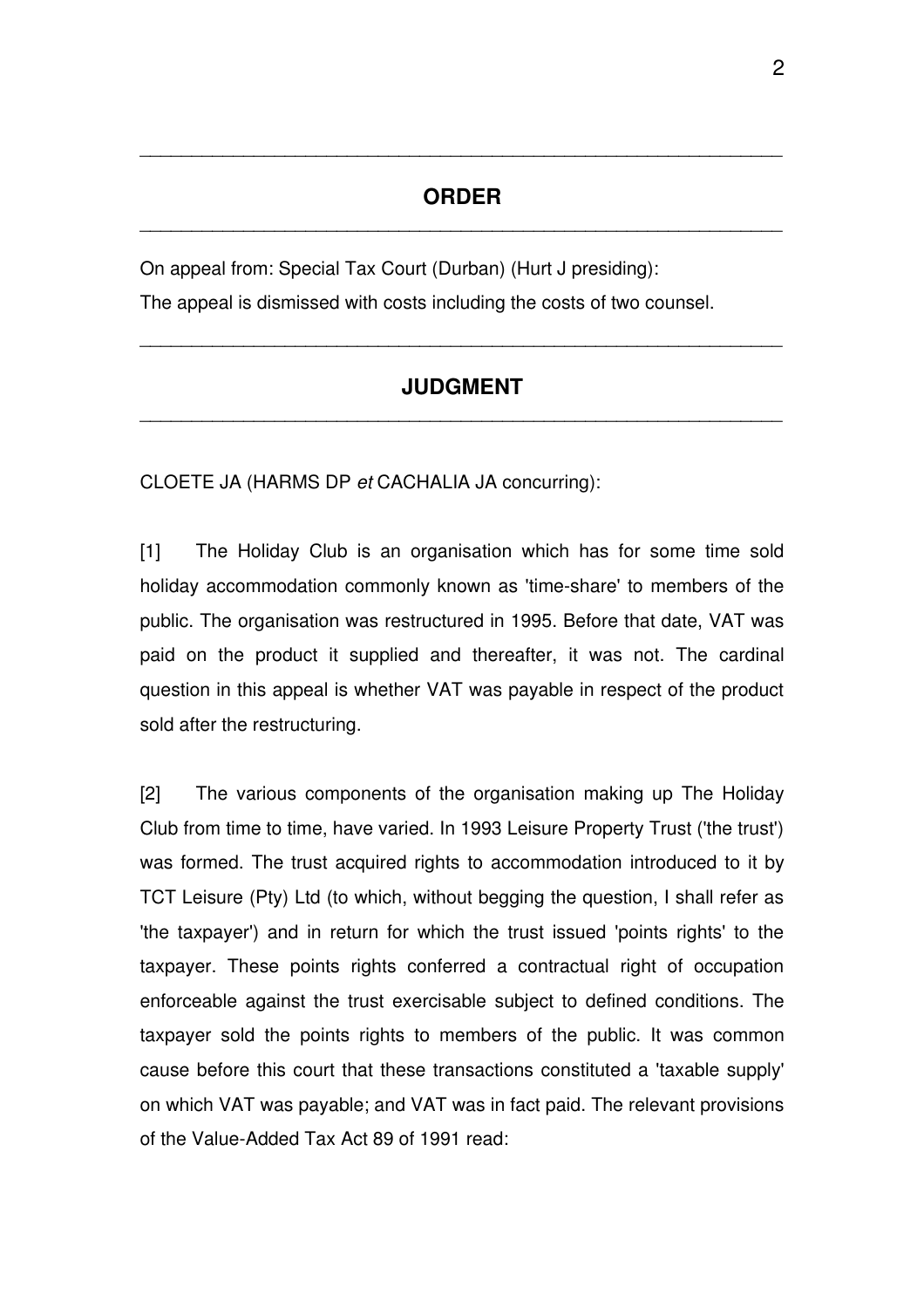## ORDER

On appeal from: Special Tax Court (Durban) (Hurt J presiding):

The appeal is dismissed with costs including the costs of two counsel.

## JUDGMENT

CLOETE JA (HARMS DP *et* CACHALIA JA concurring):

[1] The Holiday Club is an organisation which has for some time sold holiday accommodation commonly known as 'time-share' to members of the public. The organisation was restructured in 1995. Before that date, VAT was paid on the product it supplied and thereafter, it was not. The cardinal question in this appeal is whether VAT was payable in respect of the product sold after the restructuring.

[2] The various components of the organisation making up The Holiday Club from time to time, have varied. In 1993 Leisure Property Trust ('the trust') was formed. The trust acquired rights to accommodation introduced to it by TCT Leisure (Pty) Ltd (to which, without begging the question, I shall refer as 'the taxpayer') and in return for which the trust issued 'points rights' to the taxpayer. These points rights conferred a contractual right of occupation enforceable against the trust exercisable subject to defined conditions. The taxpayer sold the points rights to members of the public. It was common cause before this court that these transactions constituted a 'taxable supply' on which VAT was payable; and VAT was in fact paid. The relevant provisions of the Value-Added Tax Act 89 of 1991 read: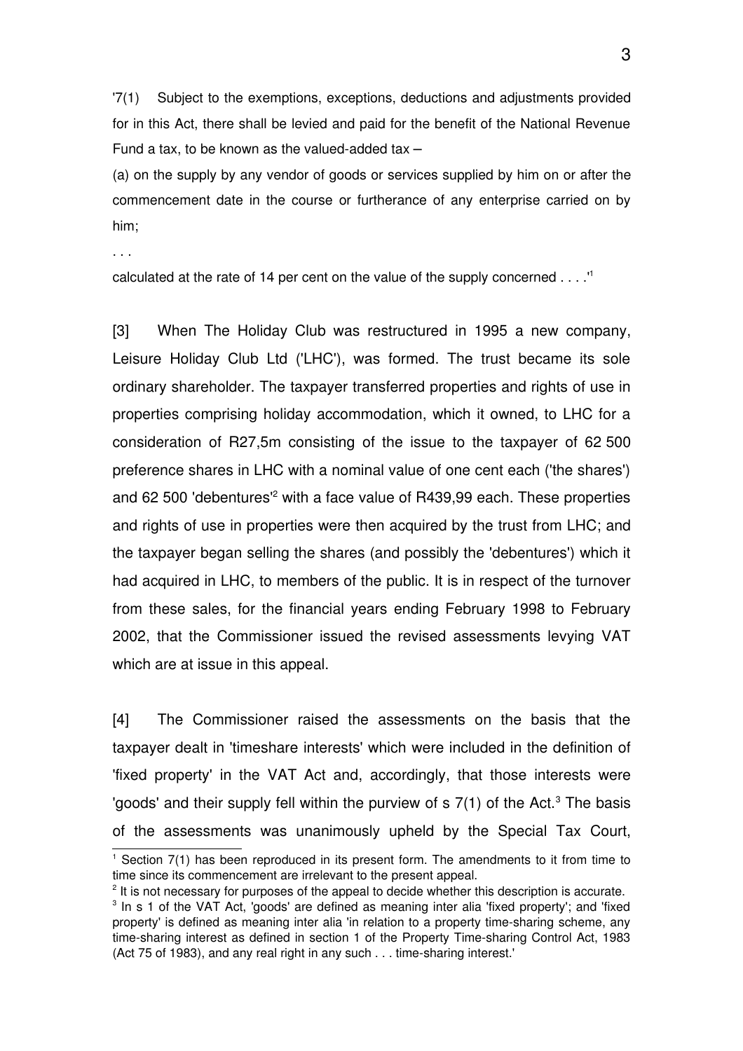'7(1) Subject to the exemptions, exceptions, deductions and adjustments provided for in this Act, there shall be levied and paid for the benefit of the National Revenue Fund a tax, to be known as the valued-added tax –

(a) on the supply by any vendor of goods or services supplied by him on or after the commencement date in the course or furtherance of any enterprise carried on by him;

. . .

calculated at the rate of 14 per cent on the value of the supply concerned . . . .'[1]

[3] When The Holiday Club was restructured in 1995 a new company, Leisure Holiday Club Ltd ('LHC'), was formed. The trust became its sole ordinary shareholder. The taxpayer transferred properties and rights of use in properties comprising holiday accommodation, which it owned, to LHC for a consideration of R27,5m consisting of the issue to the taxpayer of 62 500 preference shares in LHC with a nominal value of one cent each ('the shares') and 62 500 'debentures'[2] with a face value of R439,99 each. These properties and rights of use in properties were then acquired by the trust from LHC; and the taxpayer began selling the shares (and possibly the 'debentures') which it had acquired in LHC, to members of the public. It is in respect of the turnover from these sales, for the financial years ending February 1998 to February 2002, that the Commissioner issued the revised assessments levying VAT which are at issue in this appeal.

[4] The Commissioner raised the assessments on the basis that the taxpayer dealt in 'timeshare interests' which were included in the definition of 'fixed property' in the VAT Act and, accordingly, that those interests were 'goods' and their supply fell within the purview of s 7(1) of the Act.[3] The basis of the assessments was unanimously upheld by the Special Tax Court,

---

[1] Section 7(1) has been reproduced in its present form. The amendments to it from time to time since its commencement are irrelevant to the present appeal.

[2] It is not necessary for purposes of the appeal to decide whether this description is accurate.

[3] In s 1 of the VAT Act, 'goods' are defined as meaning inter alia 'fixed property'; and 'fixed property' is defined as meaning inter alia 'in relation to a property time-sharing scheme, any time-sharing interest as defined in section 1 of the Property Time-sharing Control Act, 1983 (Act 75 of 1983), and any real right in any such . . . time-sharing interest.'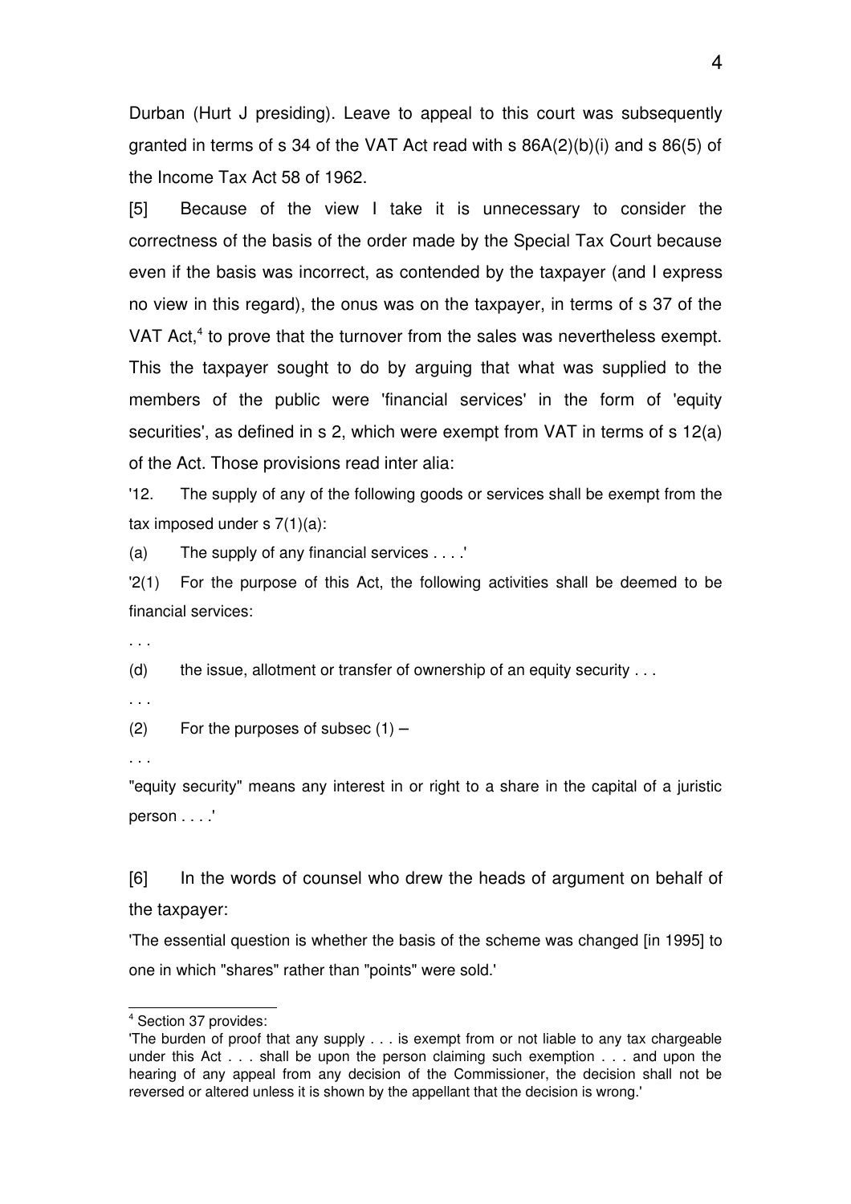Durban (Hurt J presiding). Leave to appeal to this court was subsequently granted in terms of s 34 of the VAT Act read with s 86A(2)(b)(i) and s 86(5) of the Income Tax Act 58 of 1962.

[5] Because of the view I take it is unnecessary to consider the correctness of the basis of the order made by the Special Tax Court because even if the basis was incorrect, as contended by the taxpayer (and I express no view in this regard), the onus was on the taxpayer, in terms of s 37 of the VAT Act,[4] to prove that the turnover from the sales was nevertheless exempt. This the taxpayer sought to do by arguing that what was supplied to the members of the public were 'financial services' in the form of 'equity securities', as defined in s 2, which were exempt from VAT in terms of s 12(a) of the Act. Those provisions read inter alia:

'12. The supply of any of the following goods or services shall be exempt from the tax imposed under s 7(1)(a):

(a) The supply of any financial services . . . .'

'2(1) For the purpose of this Act, the following activities shall be deemed to be financial services:

. . .

(d) the issue, allotment or transfer of ownership of an equity security . . .

. . .

(2) For the purposes of subsec (1) –

. . .

"equity security" means any interest in or right to a share in the capital of a juristic person . . . .'

[6] In the words of counsel who drew the heads of argument on behalf of the taxpayer:

'The essential question is whether the basis of the scheme was changed [in 1995] to one in which "shares" rather than "points" were sold.'

---

[4] Section 37 provides:

'The burden of proof that any supply . . . is exempt from or not liable to any tax chargeable under this Act . . . shall be upon the person claiming such exemption . . . and upon the hearing of any appeal from any decision of the Commissioner, the decision shall not be reversed or altered unless it is shown by the appellant that the decision is wrong.'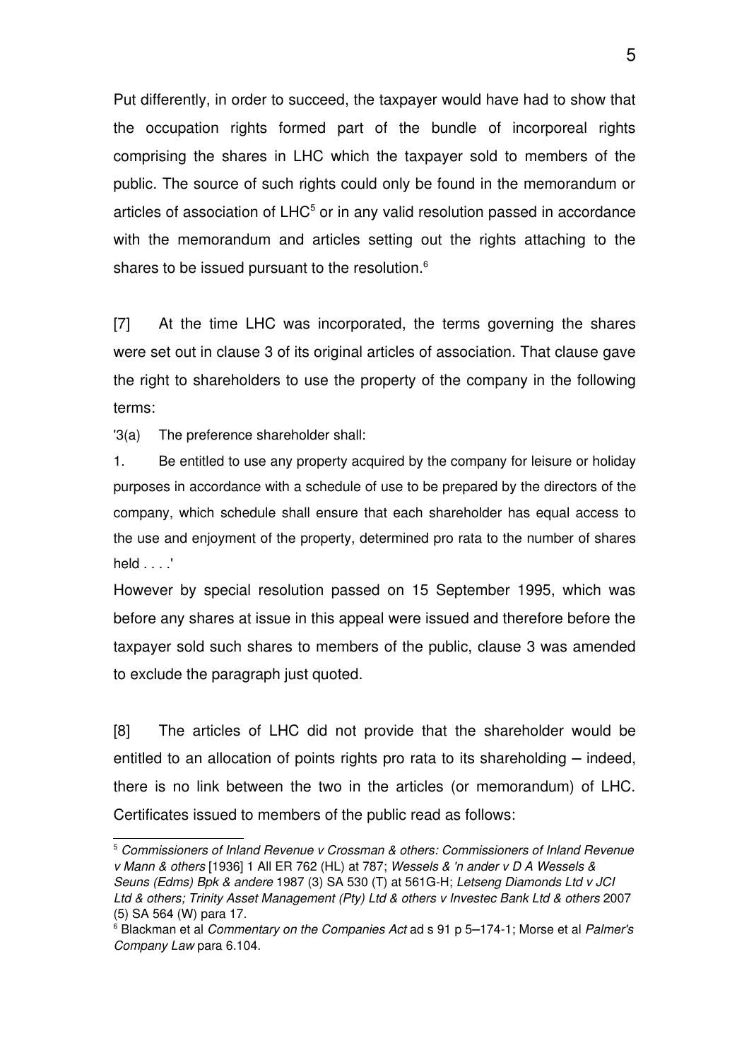Put differently, in order to succeed, the taxpayer would have had to show that the occupation rights formed part of the bundle of incorporeal rights comprising the shares in LHC which the taxpayer sold to members of the public. The source of such rights could only be found in the memorandum or articles of association of LHC[5] or in any valid resolution passed in accordance with the memorandum and articles setting out the rights attaching to the shares to be issued pursuant to the resolution.[6]

[7] At the time LHC was incorporated, the terms governing the shares were set out in clause 3 of its original articles of association. That clause gave the right to shareholders to use the property of the company in the following terms:

'3(a) The preference shareholder shall:

1. Be entitled to use any property acquired by the company for leisure or holiday purposes in accordance with a schedule of use to be prepared by the directors of the company, which schedule shall ensure that each shareholder has equal access to the use and enjoyment of the property, determined pro rata to the number of shares held . . . .'

However by special resolution passed on 15 September 1995, which was before any shares at issue in this appeal were issued and therefore before the taxpayer sold such shares to members of the public, clause 3 was amended to exclude the paragraph just quoted.

[8] The articles of LHC did not provide that the shareholder would be entitled to an allocation of points rights pro rata to its shareholding – indeed, there is no link between the two in the articles (or memorandum) of LHC. Certificates issued to members of the public read as follows:

---

[5] *Commissioners of Inland Revenue v Crossman & others: Commissioners of Inland Revenue v Mann & others* [1936] 1 All ER 762 (HL) at 787; *Wessels & 'n ander v D A Wessels & Seuns (Edms) Bpk & andere* 1987 (3) SA 530 (T) at 561G-H; *Letseng Diamonds Ltd v JCI Ltd & others; Trinity Asset Management (Pty) Ltd & others v Investec Bank Ltd & others* 2007 (5) SA 564 (W) para 17.

[6] Blackman et al *Commentary on the Companies Act* ad s 91 p 5–174-1; Morse et al *Palmer's Company Law* para 6.104.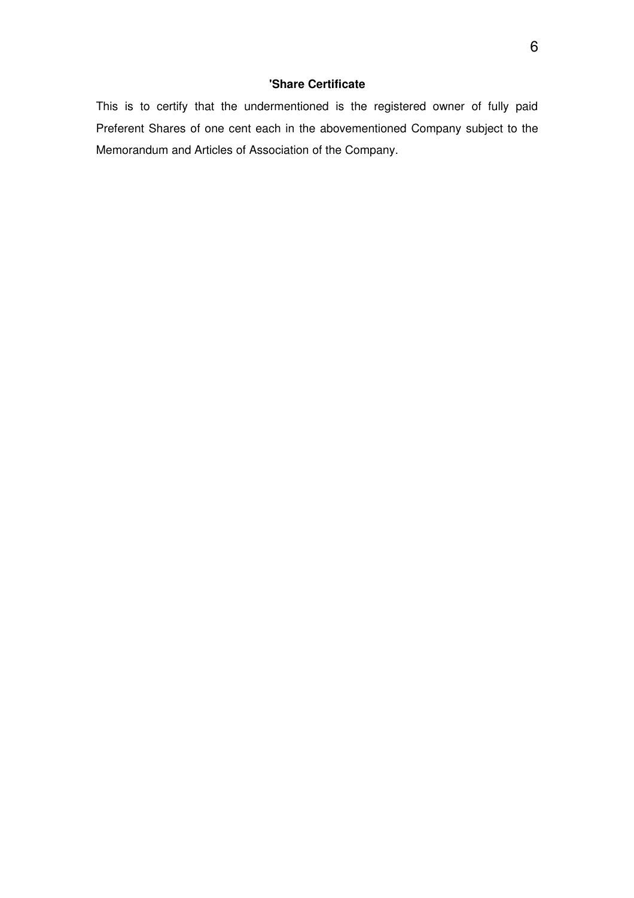**'Share Certificate**

This is to certify that the undermentioned is the registered owner of fully paid Preferent Shares of one cent each in the abovementioned Company subject to the Memorandum and Articles of Association of the Company.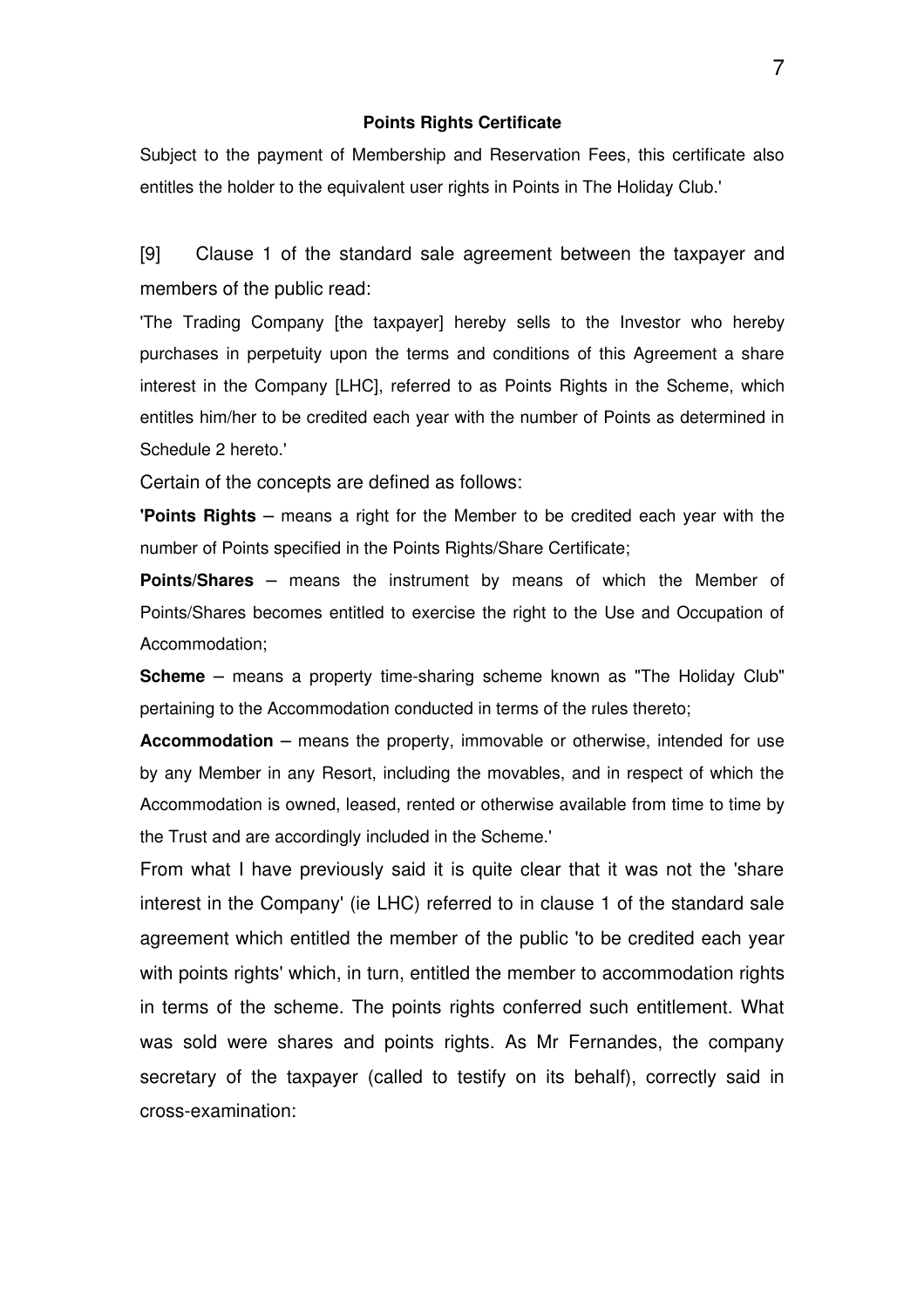**Points Rights Certificate**

Subject to the payment of Membership and Reservation Fees, this certificate also entitles the holder to the equivalent user rights in Points in The Holiday Club.'

[9] Clause 1 of the standard sale agreement between the taxpayer and members of the public read:

'The Trading Company [the taxpayer] hereby sells to the Investor who hereby purchases in perpetuity upon the terms and conditions of this Agreement a share interest in the Company [LHC], referred to as Points Rights in the Scheme, which entitles him/her to be credited each year with the number of Points as determined in Schedule 2 hereto.'

Certain of the concepts are defined as follows:

**'Points Rights** – means a right for the Member to be credited each year with the number of Points specified in the Points Rights/Share Certificate;

**Points/Shares** – means the instrument by means of which the Member of Points/Shares becomes entitled to exercise the right to the Use and Occupation of Accommodation;

**Scheme** – means a property time-sharing scheme known as "The Holiday Club" pertaining to the Accommodation conducted in terms of the rules thereto;

**Accommodation** – means the property, immovable or otherwise, intended for use by any Member in any Resort, including the movables, and in respect of which the Accommodation is owned, leased, rented or otherwise available from time to time by the Trust and are accordingly included in the Scheme.'

From what I have previously said it is quite clear that it was not the 'share interest in the Company' (ie LHC) referred to in clause 1 of the standard sale agreement which entitled the member of the public 'to be credited each year with points rights' which, in turn, entitled the member to accommodation rights in terms of the scheme. The points rights conferred such entitlement. What was sold were shares and points rights. As Mr Fernandes, the company secretary of the taxpayer (called to testify on its behalf), correctly said in cross-examination: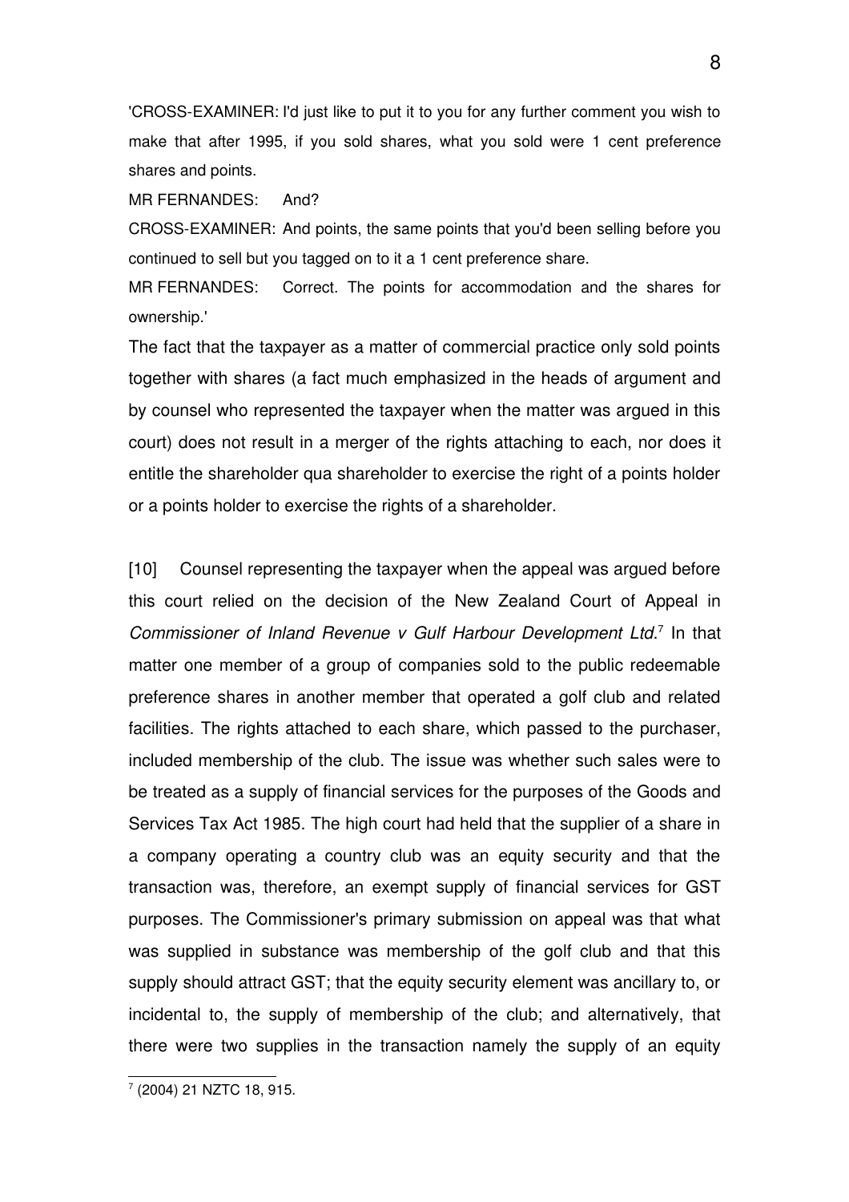'CROSS-EXAMINER: I'd just like to put it to you for any further comment you wish to make that after 1995, if you sold shares, what you sold were 1 cent preference shares and points.

MR FERNANDES: And?

CROSS-EXAMINER: And points, the same points that you'd been selling before you continued to sell but you tagged on to it a 1 cent preference share.

MR FERNANDES: Correct. The points for accommodation and the shares for ownership.'

The fact that the taxpayer as a matter of commercial practice only sold points together with shares (a fact much emphasized in the heads of argument and by counsel who represented the taxpayer when the matter was argued in this court) does not result in a merger of the rights attaching to each, nor does it entitle the shareholder qua shareholder to exercise the right of a points holder or a points holder to exercise the rights of a shareholder.

[10] Counsel representing the taxpayer when the appeal was argued before this court relied on the decision of the New Zealand Court of Appeal in *Commissioner of Inland Revenue v Gulf Harbour Development Ltd*.[7] In that matter one member of a group of companies sold to the public redeemable preference shares in another member that operated a golf club and related facilities. The rights attached to each share, which passed to the purchaser, included membership of the club. The issue was whether such sales were to be treated as a supply of financial services for the purposes of the Goods and Services Tax Act 1985. The high court had held that the supplier of a share in a company operating a country club was an equity security and that the transaction was, therefore, an exempt supply of financial services for GST purposes. The Commissioner's primary submission on appeal was that what was supplied in substance was membership of the golf club and that this supply should attract GST; that the equity security element was ancillary to, or incidental to, the supply of membership of the club; and alternatively, that there were two supplies in the transaction namely the supply of an equity

[7] (2004) 21 NZTC 18, 915.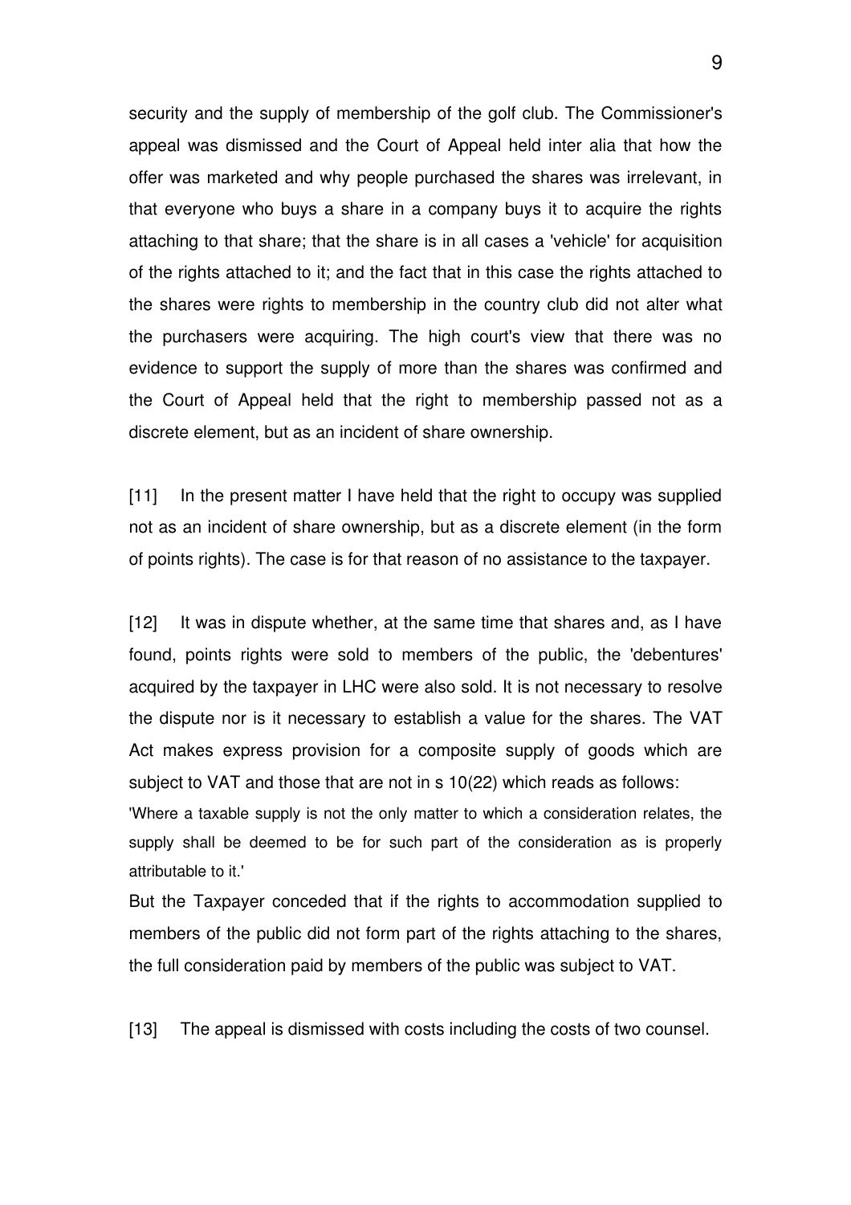security and the supply of membership of the golf club. The Commissioner's appeal was dismissed and the Court of Appeal held inter alia that how the offer was marketed and why people purchased the shares was irrelevant, in that everyone who buys a share in a company buys it to acquire the rights attaching to that share; that the share is in all cases a 'vehicle' for acquisition of the rights attached to it; and the fact that in this case the rights attached to the shares were rights to membership in the country club did not alter what the purchasers were acquiring. The high court's view that there was no evidence to support the supply of more than the shares was confirmed and the Court of Appeal held that the right to membership passed not as a discrete element, but as an incident of share ownership.

[11] In the present matter I have held that the right to occupy was supplied not as an incident of share ownership, but as a discrete element (in the form of points rights). The case is for that reason of no assistance to the taxpayer.

[12] It was in dispute whether, at the same time that shares and, as I have found, points rights were sold to members of the public, the 'debentures' acquired by the taxpayer in LHC were also sold. It is not necessary to resolve the dispute nor is it necessary to establish a value for the shares. The VAT Act makes express provision for a composite supply of goods which are subject to VAT and those that are not in s 10(22) which reads as follows:

'Where a taxable supply is not the only matter to which a consideration relates, the supply shall be deemed to be for such part of the consideration as is properly attributable to it.'

But the Taxpayer conceded that if the rights to accommodation supplied to members of the public did not form part of the rights attaching to the shares, the full consideration paid by members of the public was subject to VAT.

[13] The appeal is dismissed with costs including the costs of two counsel.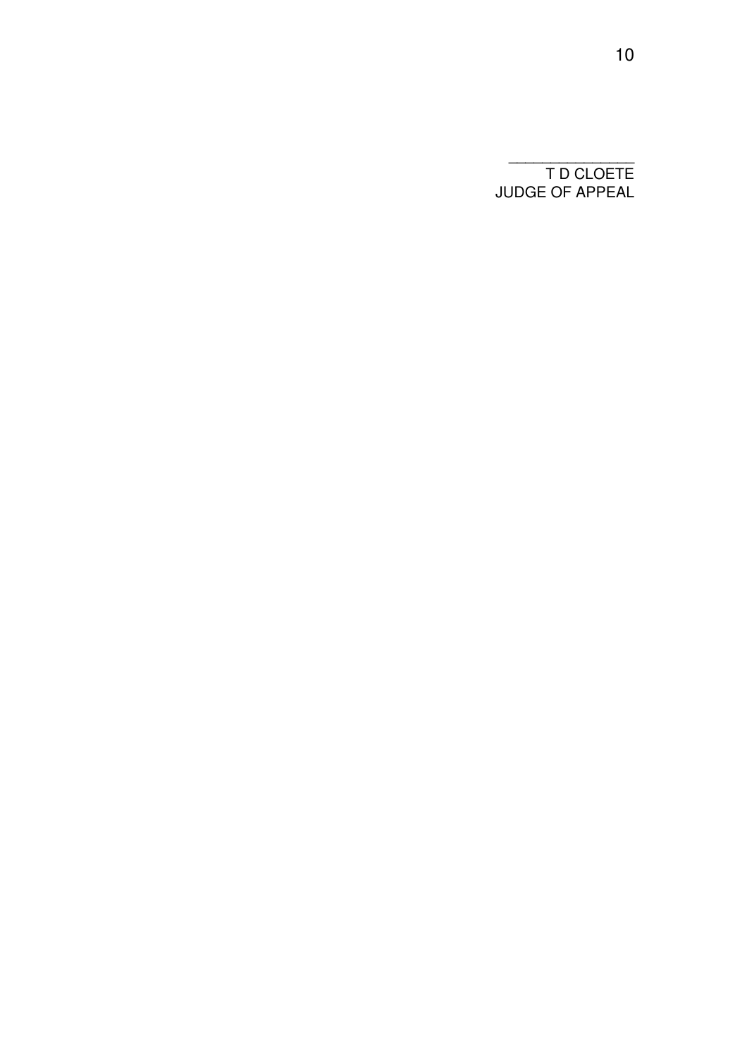\_\_\_\_\_\_\_\_\_\_\_\_\_\_\_\_\_\_

T D CLOETE
JUDGE OF APPEAL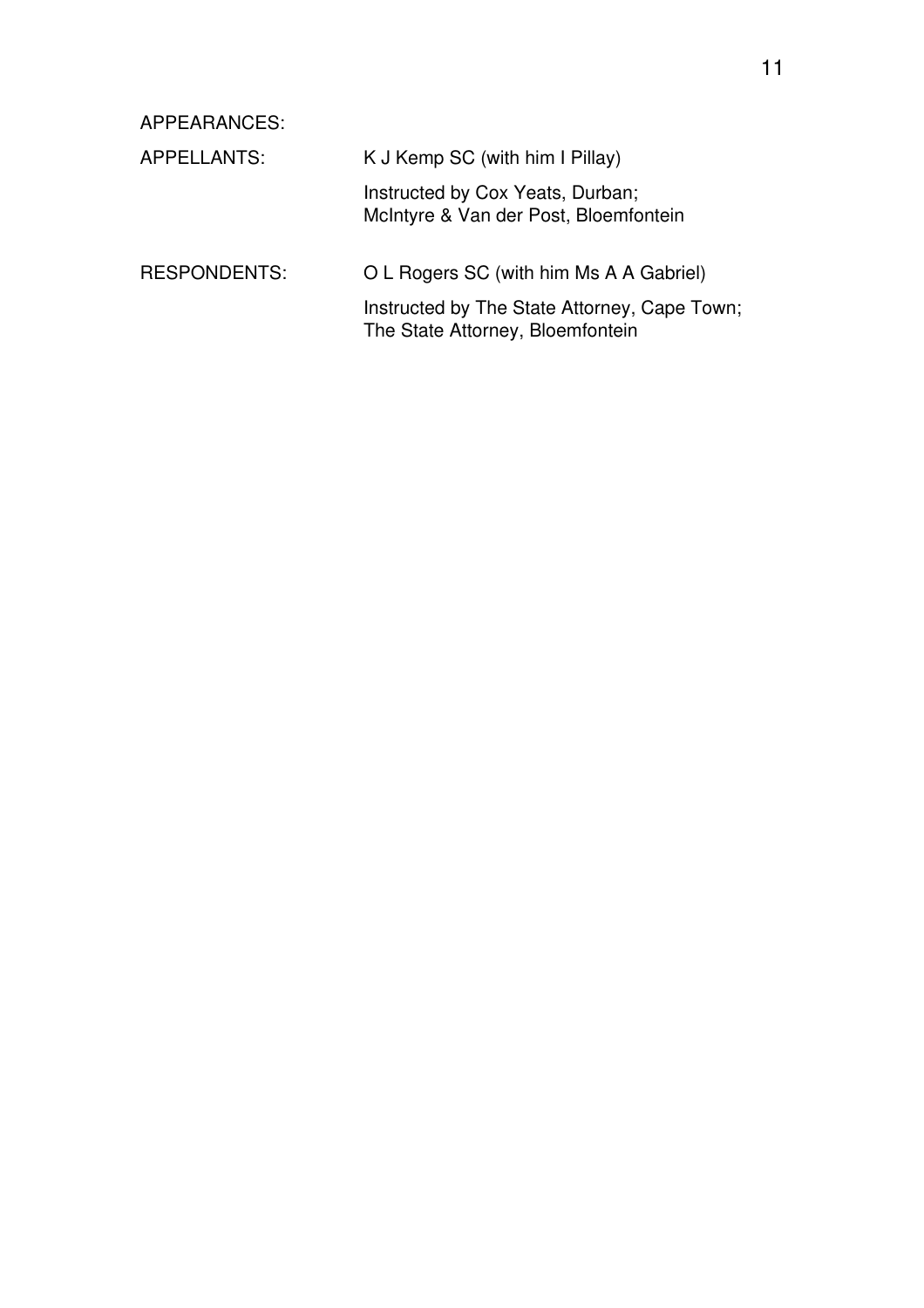APPEARANCES:

| | |
|---|---|
| APPELLANTS: | K J Kemp SC (with him I Pillay) |
| | Instructed by Cox Yeats, Durban; McIntyre & Van der Post, Bloemfontein |
| RESPONDENTS: | O L Rogers SC (with him Ms A A Gabriel) |
| | Instructed by The State Attorney, Cape Town; The State Attorney, Bloemfontein |